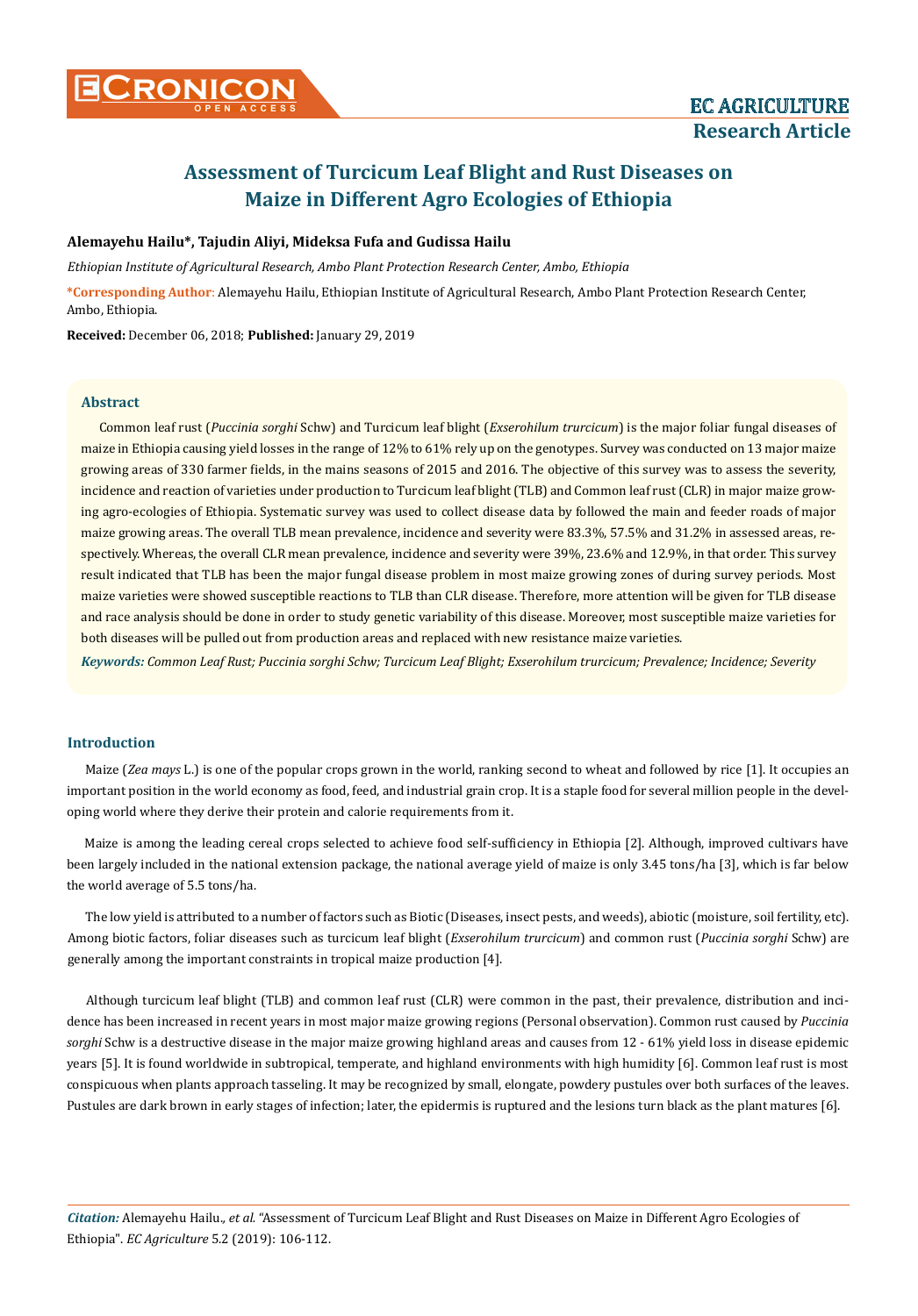# Assessment of Turcicum Leaf Blight and Rust Diseases on Maize in Different Agro Ecologies of Ethiopia

**Alemayehu Hailu\*, Tajudin Aliyi, Mideksa Fufa and Gudissa Hailu**

*Ethiopian Institute of Agricultural Research, Ambo Plant Protection Research Center, Ambo, Ethiopia*

**\*Corresponding Author**: Alemayehu Hailu, Ethiopian Institute of Agricultural Research, Ambo Plant Protection Research Center, Ambo, Ethiopia.

**Received:** December 06, 2018; **Published:** January 29, 2019

## Abstract

Common leaf rust (*Puccinia sorghi* Schw) and Turcicum leaf blight (*Exserohilum trurcicum*) is the major foliar fungal diseases of maize in Ethiopia causing yield losses in the range of 12% to 61% rely up on the genotypes. Survey was conducted on 13 major maize growing areas of 330 farmer fields, in the mains seasons of 2015 and 2016. The objective of this survey was to assess the severity, incidence and reaction of varieties under production to Turcicum leaf blight (TLB) and Common leaf rust (CLR) in major maize growing agro-ecologies of Ethiopia. Systematic survey was used to collect disease data by followed the main and feeder roads of major maize growing areas. The overall TLB mean prevalence, incidence and severity were 83.3%, 57.5% and 31.2% in assessed areas, respectively. Whereas, the overall CLR mean prevalence, incidence and severity were 39%, 23.6% and 12.9%, in that order. This survey result indicated that TLB has been the major fungal disease problem in most maize growing zones of during survey periods. Most maize varieties were showed susceptible reactions to TLB than CLR disease. Therefore, more attention will be given for TLB disease and race analysis should be done in order to study genetic variability of this disease. Moreover, most susceptible maize varieties for both diseases will be pulled out from production areas and replaced with new resistance maize varieties.

***Keywords:*** *Common Leaf Rust; Puccinia sorghi Schw; Turcicum Leaf Blight; Exserohilum trurcicum; Prevalence; Incidence; Severity*

## Introduction

Maize (*Zea mays* L.) is one of the popular crops grown in the world, ranking second to wheat and followed by rice [1]. It occupies an important position in the world economy as food, feed, and industrial grain crop. It is a staple food for several million people in the developing world where they derive their protein and calorie requirements from it.

Maize is among the leading cereal crops selected to achieve food self-sufficiency in Ethiopia [2]. Although, improved cultivars have been largely included in the national extension package, the national average yield of maize is only 3.45 tons/ha [3], which is far below the world average of 5.5 tons/ha.

The low yield is attributed to a number of factors such as Biotic (Diseases, insect pests, and weeds), abiotic (moisture, soil fertility, etc). Among biotic factors, foliar diseases such as turcicum leaf blight (*Exserohilum trurcicum*) and common rust (*Puccinia sorghi* Schw) are generally among the important constraints in tropical maize production [4].

Although turcicum leaf blight (TLB) and common leaf rust (CLR) were common in the past, their prevalence, distribution and incidence has been increased in recent years in most major maize growing regions (Personal observation). Common rust caused by *Puccinia sorghi* Schw is a destructive disease in the major maize growing highland areas and causes from 12 - 61% yield loss in disease epidemic years [5]. It is found worldwide in subtropical, temperate, and highland environments with high humidity [6]. Common leaf rust is most conspicuous when plants approach tasseling. It may be recognized by small, elongate, powdery pustules over both surfaces of the leaves. Pustules are dark brown in early stages of infection; later, the epidermis is ruptured and the lesions turn black as the plant matures [6].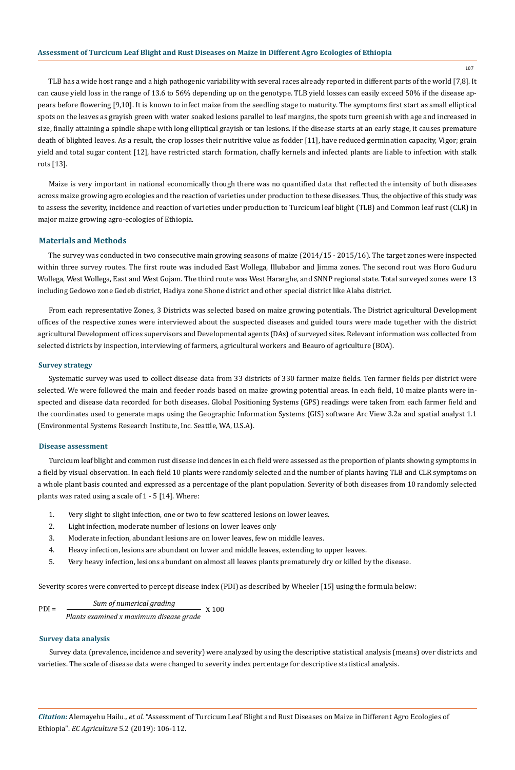TLB has a wide host range and a high pathogenic variability with several races already reported in different parts of the world [7,8]. It can cause yield loss in the range of 13.6 to 56% depending up on the genotype. TLB yield losses can easily exceed 50% if the disease appears before flowering [9,10]. It is known to infect maize from the seedling stage to maturity. The symptoms first start as small elliptical spots on the leaves as grayish green with water soaked lesions parallel to leaf margins, the spots turn greenish with age and increased in size, finally attaining a spindle shape with long elliptical grayish or tan lesions. If the disease starts at an early stage, it causes premature death of blighted leaves. As a result, the crop losses their nutritive value as fodder [11], have reduced germination capacity, Vigor; grain yield and total sugar content [12], have restricted starch formation, chaffy kernels and infected plants are liable to infection with stalk rots [13].

Maize is very important in national economically though there was no quantified data that reflected the intensity of both diseases across maize growing agro ecologies and the reaction of varieties under production to these diseases. Thus, the objective of this study was to assess the severity, incidence and reaction of varieties under production to Turcicum leaf blight (TLB) and Common leaf rust (CLR) in major maize growing agro-ecologies of Ethiopia.

## Materials and Methods

The survey was conducted in two consecutive main growing seasons of maize (2014/15 - 2015/16). The target zones were inspected within three survey routes. The first route was included East Wollega, Illubabor and Jimma zones. The second rout was Horo Guduru Wollega, West Wollega, East and West Gojam. The third route was West Hararghe, and SNNP regional state. Total surveyed zones were 13 including Gedowo zone Gedeb district, Hadiya zone Shone district and other special district like Alaba district.

From each representative Zones, 3 Districts was selected based on maize growing potentials. The District agricultural Development offices of the respective zones were interviewed about the suspected diseases and guided tours were made together with the district agricultural Development offices supervisors and Developmental agents (DAs) of surveyed sites. Relevant information was collected from selected districts by inspection, interviewing of farmers, agricultural workers and Beauro of agriculture (BOA).

### Survey strategy

Systematic survey was used to collect disease data from 33 districts of 330 farmer maize fields. Ten farmer fields per district were selected. We were followed the main and feeder roads based on maize growing potential areas. In each field, 10 maize plants were inspected and disease data recorded for both diseases. Global Positioning Systems (GPS) readings were taken from each farmer field and the coordinates used to generate maps using the Geographic Information Systems (GIS) software Arc View 3.2a and spatial analyst 1.1 (Environmental Systems Research Institute, Inc. Seattle, WA, U.S.A).

### Disease assessment

Turcicum leaf blight and common rust disease incidences in each field were assessed as the proportion of plants showing symptoms in a field by visual observation. In each field 10 plants were randomly selected and the number of plants having TLB and CLR symptoms on a whole plant basis counted and expressed as a percentage of the plant population. Severity of both diseases from 10 randomly selected plants was rated using a scale of 1 - 5 [14]. Where:

1. Very slight to slight infection, one or two to few scattered lesions on lower leaves.
2. Light infection, moderate number of lesions on lower leaves only
3. Moderate infection, abundant lesions are on lower leaves, few on middle leaves.
4. Heavy infection, lesions are abundant on lower and middle leaves, extending to upper leaves.
5. Very heavy infection, lesions abundant on almost all leaves plants prematurely dry or killed by the disease.

Severity scores were converted to percept disease index (PDI) as described by Wheeler [15] using the formula below:

$$\text{PDI} = \frac{\textit{Sum of numerical grading}}{\textit{Plants examined x maximum disease grade}} \text{ X } 100$$

### Survey data analysis

Survey data (prevalence, incidence and severity) were analyzed by using the descriptive statistical analysis (means) over districts and varieties. The scale of disease data were changed to severity index percentage for descriptive statistical analysis.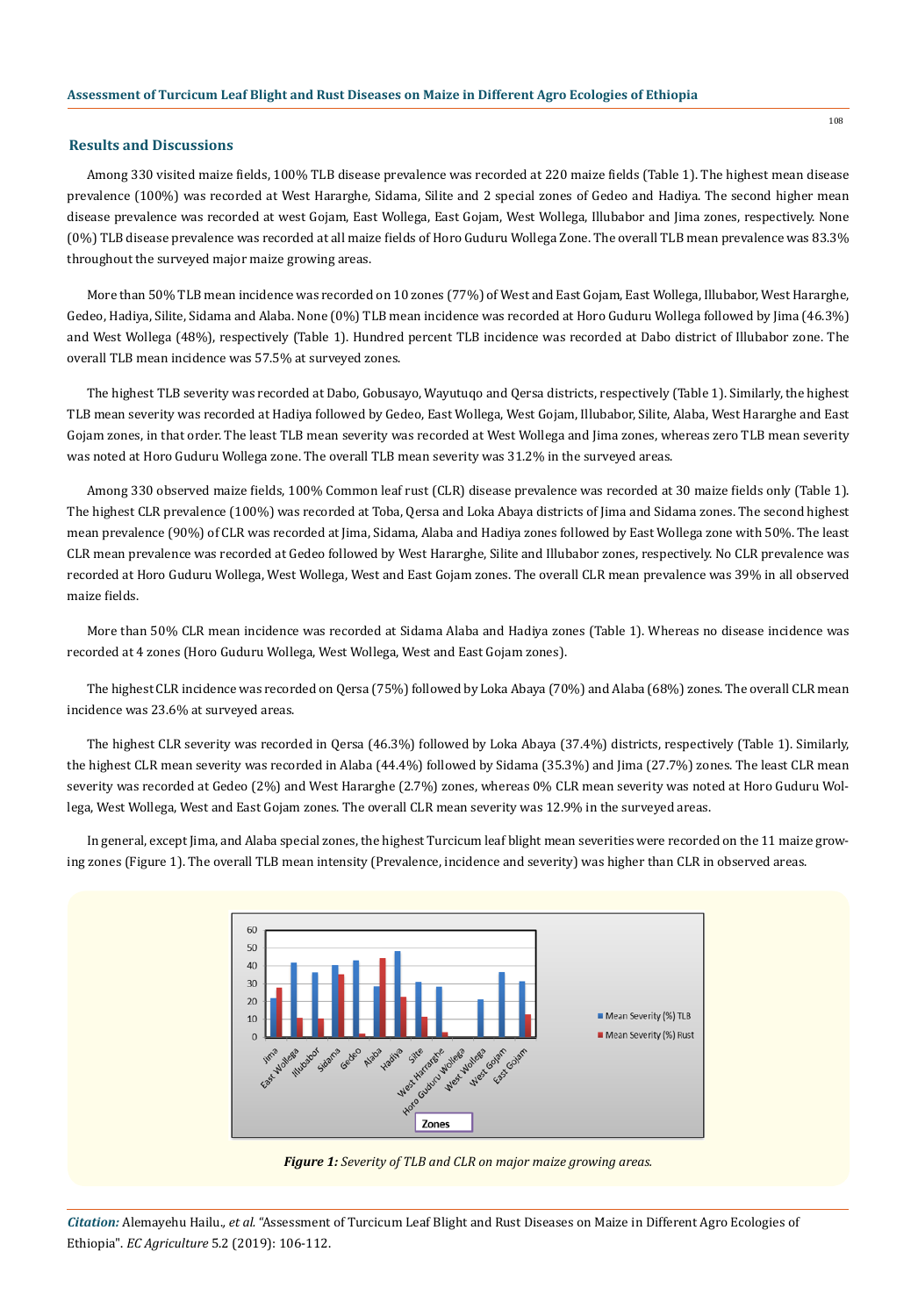## Results and Discussions

Among 330 visited maize fields, 100% TLB disease prevalence was recorded at 220 maize fields (Table 1). The highest mean disease prevalence (100%) was recorded at West Hararghe, Sidama, Silite and 2 special zones of Gedeo and Hadiya. The second higher mean disease prevalence was recorded at west Gojam, East Wollega, East Gojam, West Wollega, Illubabor and Jima zones, respectively. None (0%) TLB disease prevalence was recorded at all maize fields of Horo Guduru Wollega Zone. The overall TLB mean prevalence was 83.3% throughout the surveyed major maize growing areas.

More than 50% TLB mean incidence was recorded on 10 zones (77%) of West and East Gojam, East Wollega, Illubabor, West Hararghe, Gedeo, Hadiya, Silite, Sidama and Alaba. None (0%) TLB mean incidence was recorded at Horo Guduru Wollega followed by Jima (46.3%) and West Wollega (48%), respectively (Table 1). Hundred percent TLB incidence was recorded at Dabo district of Illubabor zone. The overall TLB mean incidence was 57.5% at surveyed zones.

The highest TLB severity was recorded at Dabo, Gobusayo, Wayutuqo and Qersa districts, respectively (Table 1). Similarly, the highest TLB mean severity was recorded at Hadiya followed by Gedeo, East Wollega, West Gojam, Illubabor, Silite, Alaba, West Hararghe and East Gojam zones, in that order. The least TLB mean severity was recorded at West Wollega and Jima zones, whereas zero TLB mean severity was noted at Horo Guduru Wollega zone. The overall TLB mean severity was 31.2% in the surveyed areas.

Among 330 observed maize fields, 100% Common leaf rust (CLR) disease prevalence was recorded at 30 maize fields only (Table 1). The highest CLR prevalence (100%) was recorded at Toba, Qersa and Loka Abaya districts of Jima and Sidama zones. The second highest mean prevalence (90%) of CLR was recorded at Jima, Sidama, Alaba and Hadiya zones followed by East Wollega zone with 50%. The least CLR mean prevalence was recorded at Gedeo followed by West Hararghe, Silite and Illubabor zones, respectively. No CLR prevalence was recorded at Horo Guduru Wollega, West Wollega, West and East Gojam zones. The overall CLR mean prevalence was 39% in all observed maize fields.

More than 50% CLR mean incidence was recorded at Sidama Alaba and Hadiya zones (Table 1). Whereas no disease incidence was recorded at 4 zones (Horo Guduru Wollega, West Wollega, West and East Gojam zones).

The highest CLR incidence was recorded on Qersa (75%) followed by Loka Abaya (70%) and Alaba (68%) zones. The overall CLR mean incidence was 23.6% at surveyed areas.

The highest CLR severity was recorded in Qersa (46.3%) followed by Loka Abaya (37.4%) districts, respectively (Table 1). Similarly, the highest CLR mean severity was recorded in Alaba (44.4%) followed by Sidama (35.3%) and Jima (27.7%) zones. The least CLR mean severity was recorded at Gedeo (2%) and West Hararghe (2.7%) zones, whereas 0% CLR mean severity was noted at Horo Guduru Wollega, West Wollega, West and East Gojam zones. The overall CLR mean severity was 12.9% in the surveyed areas.

In general, except Jima, and Alaba special zones, the highest Turcicum leaf blight mean severities were recorded on the 11 maize growing zones (Figure 1). The overall TLB mean intensity (Prevalence, incidence and severity) was higher than CLR in observed areas.

***Figure 1:*** *Severity of TLB and CLR on major maize growing areas.*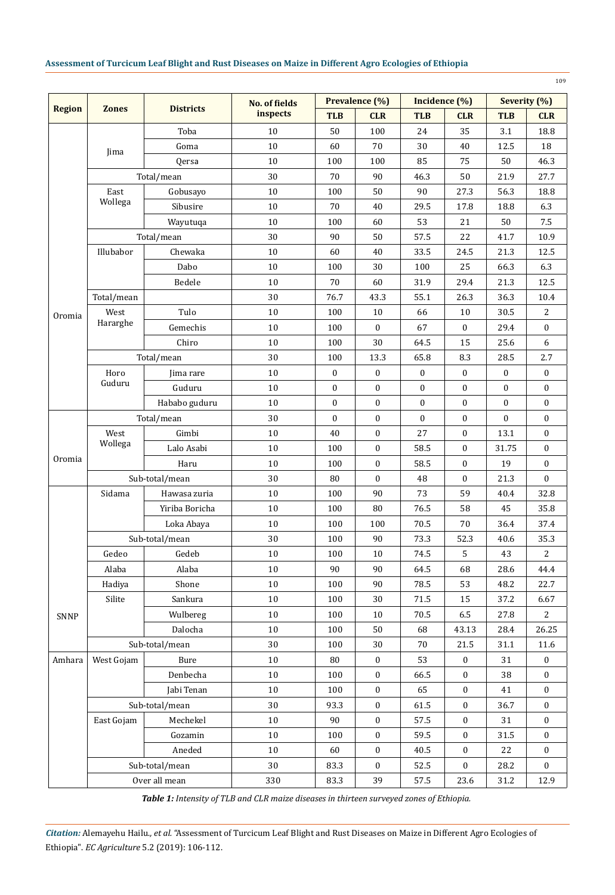| Region | Zones | Districts | No. of fields inspects | Prevalence (%) | | Incidence (%) | | Severity (%) | |
|---|---|---|---|---|---|---|---|---|---|
| | | | | TLB | CLR | TLB | CLR | TLB | CLR |
| Oromia | Jima | Toba | 10 | 50 | 100 | 24 | 35 | 3.1 | 18.8 |
| | | Goma | 10 | 60 | 70 | 30 | 40 | 12.5 | 18 |
| | | Qersa | 10 | 100 | 100 | 85 | 75 | 50 | 46.3 |
| | Total/mean | | 30 | 70 | 90 | 46.3 | 50 | 21.9 | 27.7 |
| | East Wollega | Gobusayo | 10 | 100 | 50 | 90 | 27.3 | 56.3 | 18.8 |
| | | Sibusire | 10 | 70 | 40 | 29.5 | 17.8 | 18.8 | 6.3 |
| | | Wayutuqa | 10 | 100 | 60 | 53 | 21 | 50 | 7.5 |
| | Total/mean | | 30 | 90 | 50 | 57.5 | 22 | 41.7 | 10.9 |
| | Illubabor | Chewaka | 10 | 60 | 40 | 33.5 | 24.5 | 21.3 | 12.5 |
| | | Dabo | 10 | 100 | 30 | 100 | 25 | 66.3 | 6.3 |
| | | Bedele | 10 | 70 | 60 | 31.9 | 29.4 | 21.3 | 12.5 |
| | Total/mean | | 30 | 76.7 | 43.3 | 55.1 | 26.3 | 36.3 | 10.4 |
| | West Hararghe | Tulo | 10 | 100 | 10 | 66 | 10 | 30.5 | 2 |
| | | Gemechis | 10 | 100 | 0 | 67 | 0 | 29.4 | 0 |
| | | Chiro | 10 | 100 | 30 | 64.5 | 15 | 25.6 | 6 |
| | Total/mean | | 30 | 100 | 13.3 | 65.8 | 8.3 | 28.5 | 2.7 |
| | Horo Guduru | Jima rare | 10 | 0 | 0 | 0 | 0 | 0 | 0 |
| | | Guduru | 10 | 0 | 0 | 0 | 0 | 0 | 0 |
| | | Hababo guduru | 10 | 0 | 0 | 0 | 0 | 0 | 0 |
| Oromia | Total/mean | | 30 | 0 | 0 | 0 | 0 | 0 | 0 |
| | West Wollega | Gimbi | 10 | 40 | 0 | 27 | 0 | 13.1 | 0 |
| | | Lalo Asabi | 10 | 100 | 0 | 58.5 | 0 | 31.75 | 0 |
| | | Haru | 10 | 100 | 0 | 58.5 | 0 | 19 | 0 |
| | Sub-total/mean | | 30 | 80 | 0 | 48 | 0 | 21.3 | 0 |
| SNNP | Sidama | Hawasa zuria | 10 | 100 | 90 | 73 | 59 | 40.4 | 32.8 |
| | | Yiriba Boricha | 10 | 100 | 80 | 76.5 | 58 | 45 | 35.8 |
| | | Loka Abaya | 10 | 100 | 100 | 70.5 | 70 | 36.4 | 37.4 |
| | Sub-total/mean | | 30 | 100 | 90 | 73.3 | 52.3 | 40.6 | 35.3 |
| | Gedeo | Gedeb | 10 | 100 | 10 | 74.5 | 5 | 43 | 2 |
| | Alaba | Alaba | 10 | 90 | 90 | 64.5 | 68 | 28.6 | 44.4 |
| | Hadiya | Shone | 10 | 100 | 90 | 78.5 | 53 | 48.2 | 22.7 |
| | Silite | Sankura | 10 | 100 | 30 | 71.5 | 15 | 37.2 | 6.67 |
| | | Wulbereg | 10 | 100 | 10 | 70.5 | 6.5 | 27.8 | 2 |
| | | Dalocha | 10 | 100 | 50 | 68 | 43.13 | 28.4 | 26.25 |
| | Sub-total/mean | | 30 | 100 | 30 | 70 | 21.5 | 31.1 | 11.6 |
| Amhara | West Gojam | Bure | 10 | 80 | 0 | 53 | 0 | 31 | 0 |
| | | Denbecha | 10 | 100 | 0 | 66.5 | 0 | 38 | 0 |
| | | Jabi Tenan | 10 | 100 | 0 | 65 | 0 | 41 | 0 |
| | Sub-total/mean | | 30 | 93.3 | 0 | 61.5 | 0 | 36.7 | 0 |
| | East Gojam | Mechekel | 10 | 90 | 0 | 57.5 | 0 | 31 | 0 |
| | | Gozamin | 10 | 100 | 0 | 59.5 | 0 | 31.5 | 0 |
| | | Aneded | 10 | 60 | 0 | 40.5 | 0 | 22 | 0 |
| | Sub-total/mean | | 30 | 83.3 | 0 | 52.5 | 0 | 28.2 | 0 |
| | Over all mean | | 330 | 83.3 | 39 | 57.5 | 23.6 | 31.2 | 12.9 |

***Table 1:*** *Intensity of TLB and CLR maize diseases in thirteen surveyed zones of Ethiopia.*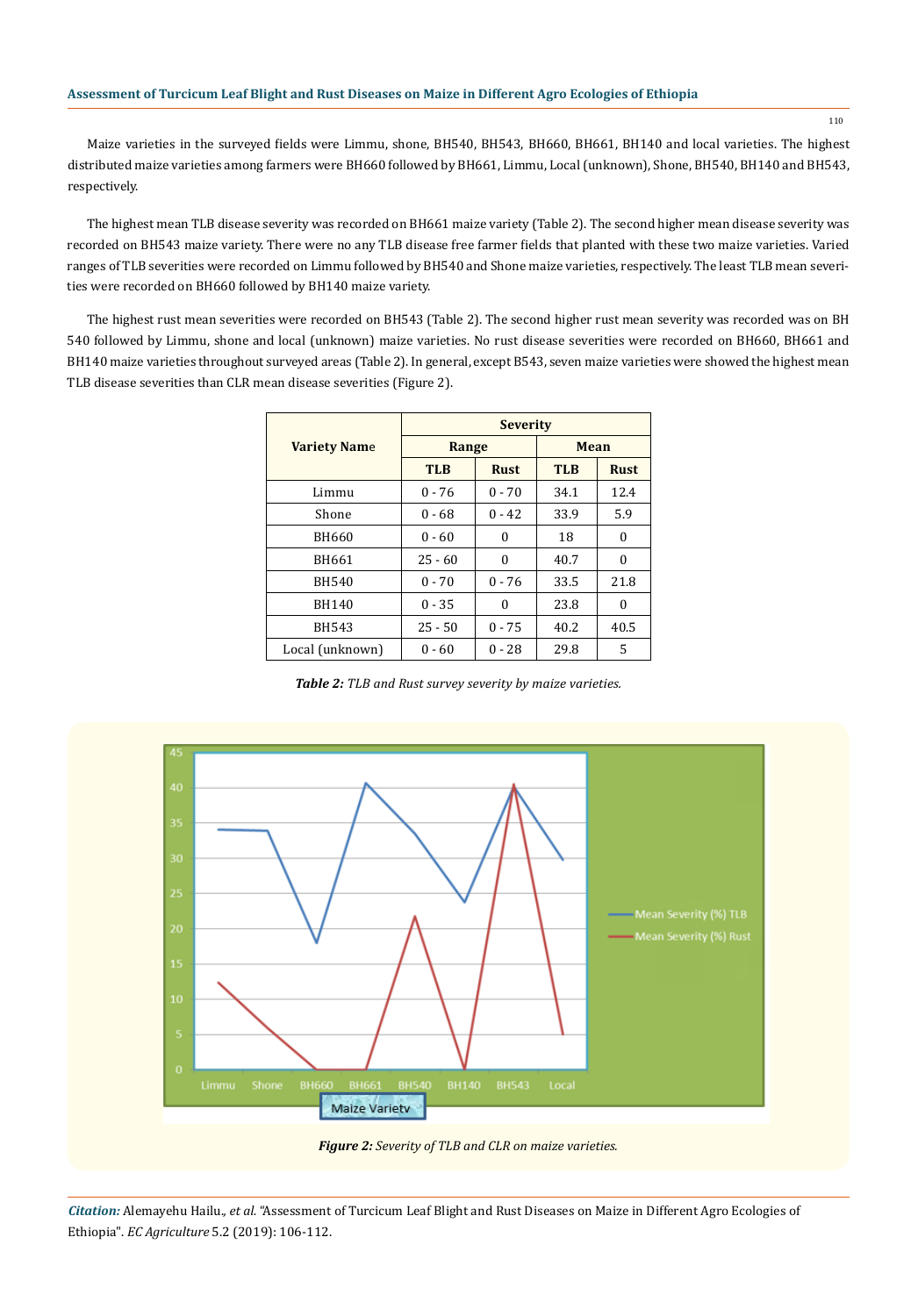Maize varieties in the surveyed fields were Limmu, shone, BH540, BH543, BH660, BH661, BH140 and local varieties. The highest distributed maize varieties among farmers were BH660 followed by BH661, Limmu, Local (unknown), Shone, BH540, BH140 and BH543, respectively.

The highest mean TLB disease severity was recorded on BH661 maize variety (Table 2). The second higher mean disease severity was recorded on BH543 maize variety. There were no any TLB disease free farmer fields that planted with these two maize varieties. Varied ranges of TLB severities were recorded on Limmu followed by BH540 and Shone maize varieties, respectively. The least TLB mean severities were recorded on BH660 followed by BH140 maize variety.

The highest rust mean severities were recorded on BH543 (Table 2). The second higher rust mean severity was recorded was on BH 540 followed by Limmu, shone and local (unknown) maize varieties. No rust disease severities were recorded on BH660, BH661 and BH140 maize varieties throughout surveyed areas (Table 2). In general, except B543, seven maize varieties were showed the highest mean TLB disease severities than CLR mean disease severities (Figure 2).

| Variety Name | Severity | | | |
|---|---|---|---|---|
| | Range | | Mean | |
| | TLB | Rust | TLB | Rust |
| Limmu | 0 - 76 | 0 - 70 | 34.1 | 12.4 |
| Shone | 0 - 68 | 0 - 42 | 33.9 | 5.9 |
| BH660 | 0 - 60 | 0 | 18 | 0 |
| BH661 | 25 - 60 | 0 | 40.7 | 0 |
| BH540 | 0 - 70 | 0 - 76 | 33.5 | 21.8 |
| BH140 | 0 - 35 | 0 | 23.8 | 0 |
| BH543 | 25 - 50 | 0 - 75 | 40.2 | 40.5 |
| Local (unknown) | 0 - 60 | 0 - 28 | 29.8 | 5 |

***Table 2:*** *TLB and Rust survey severity by maize varieties.*

***Figure 2:*** *Severity of TLB and CLR on maize varieties.*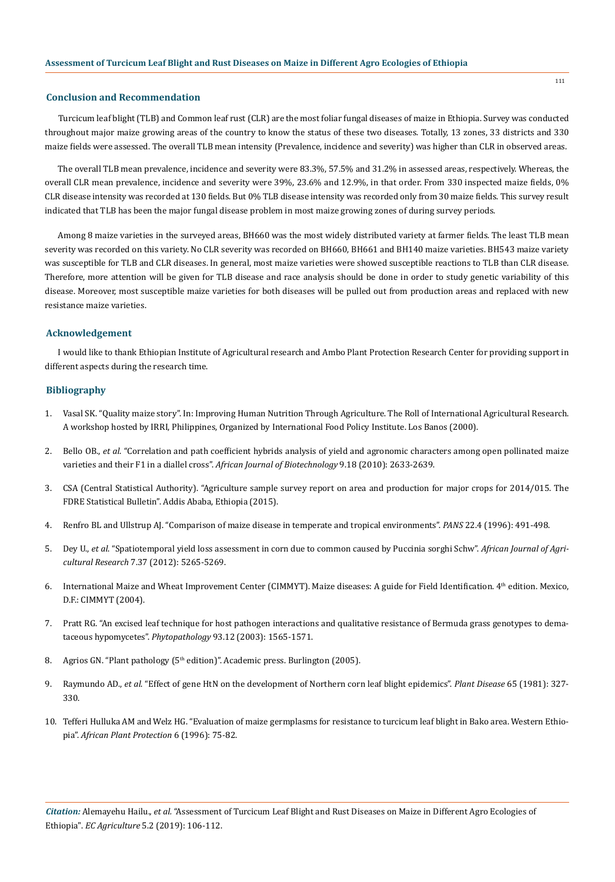## Conclusion and Recommendation

Turcicum leaf blight (TLB) and Common leaf rust (CLR) are the most foliar fungal diseases of maize in Ethiopia. Survey was conducted throughout major maize growing areas of the country to know the status of these two diseases. Totally, 13 zones, 33 districts and 330 maize fields were assessed. The overall TLB mean intensity (Prevalence, incidence and severity) was higher than CLR in observed areas.

The overall TLB mean prevalence, incidence and severity were 83.3%, 57.5% and 31.2% in assessed areas, respectively. Whereas, the overall CLR mean prevalence, incidence and severity were 39%, 23.6% and 12.9%, in that order. From 330 inspected maize fields, 0% CLR disease intensity was recorded at 130 fields. But 0% TLB disease intensity was recorded only from 30 maize fields. This survey result indicated that TLB has been the major fungal disease problem in most maize growing zones of during survey periods.

Among 8 maize varieties in the surveyed areas, BH660 was the most widely distributed variety at farmer fields. The least TLB mean severity was recorded on this variety. No CLR severity was recorded on BH660, BH661 and BH140 maize varieties. BH543 maize variety was susceptible for TLB and CLR diseases. In general, most maize varieties were showed susceptible reactions to TLB than CLR disease. Therefore, more attention will be given for TLB disease and race analysis should be done in order to study genetic variability of this disease. Moreover, most susceptible maize varieties for both diseases will be pulled out from production areas and replaced with new resistance maize varieties.

## Acknowledgement

I would like to thank Ethiopian Institute of Agricultural research and Ambo Plant Protection Research Center for providing support in different aspects during the research time.

## Bibliography

1. Vasal SK. "Quality maize story". In: Improving Human Nutrition Through Agriculture. The Roll of International Agricultural Research. A workshop hosted by IRRI, Philippines, Organized by International Food Policy Institute. Los Banos (2000).
2. Bello OB., *et al*. "Correlation and path coefficient hybrids analysis of yield and agronomic characters among open pollinated maize varieties and their F1 in a diallel cross". *African Journal of Biotechnology* 9.18 (2010): 2633-2639.
3. CSA (Central Statistical Authority). "Agriculture sample survey report on area and production for major crops for 2014/015. The FDRE Statistical Bulletin". Addis Ababa, Ethiopia (2015).
4. Renfro BL and Ullstrup AJ. "Comparison of maize disease in temperate and tropical environments". *PANS* 22.4 (1996): 491-498.
5. Dey U., *et al*. "Spatiotemporal yield loss assessment in corn due to common caused by Puccinia sorghi Schw". *African Journal of Agricultural Research* 7.37 (2012): 5265-5269.
6. International Maize and Wheat Improvement Center (CIMMYT). Maize diseases: A guide for Field Identification. 4th edition. Mexico, D.F.: CIMMYT (2004).
7. Pratt RG. "An excised leaf technique for host pathogen interactions and qualitative resistance of Bermuda grass genotypes to dematiaceous hypomycetes". *Phytopathology* 93.12 (2003): 1565-1571.
8. Agrios GN. "Plant pathology (5th edition)". Academic press. Burlington (2005).
9. Raymundo AD., *et al*. "Effect of gene HtN on the development of Northern corn leaf blight epidemics". *Plant Disease* 65 (1981): 327-330.
10. Tefferi Hulluka AM and Welz HG. "Evaluation of maize germplasms for resistance to turcicum leaf blight in Bako area. Western Ethiopia". *African Plant Protection* 6 (1996): 75-82.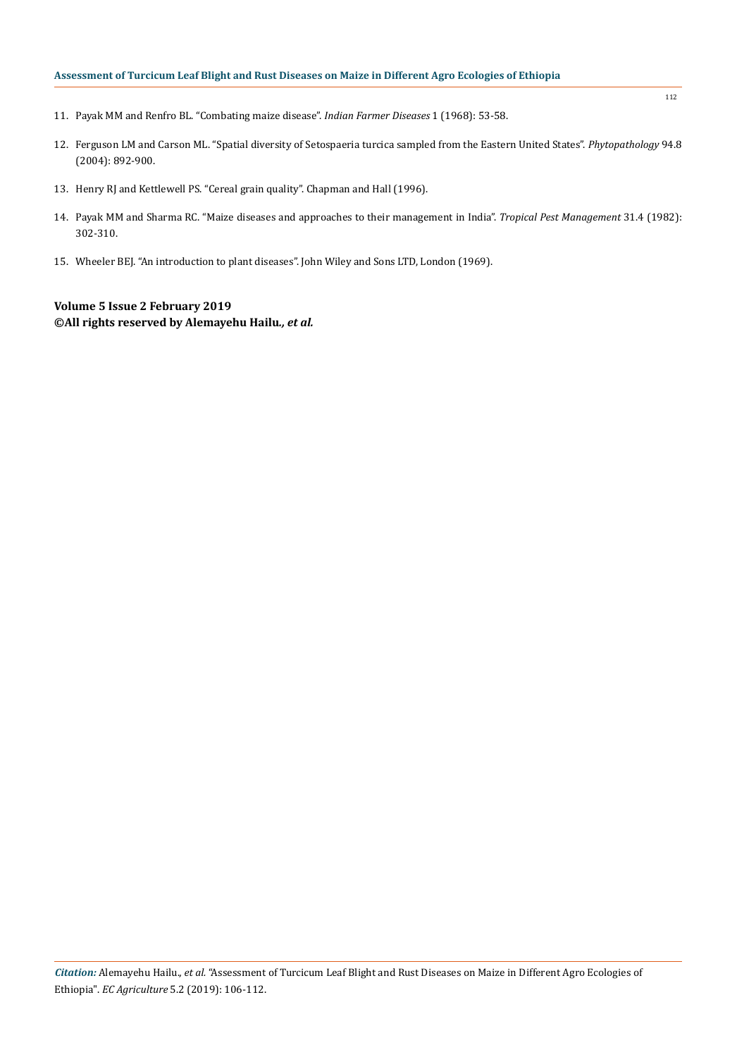11. Payak MM and Renfro BL. "Combating maize disease". *Indian Farmer Diseases* 1 (1968): 53-58.

12. Ferguson LM and Carson ML. "Spatial diversity of Setospaeria turcica sampled from the Eastern United States". *Phytopathology* 94.8 (2004): 892-900.

13. Henry RJ and Kettlewell PS. "Cereal grain quality". Chapman and Hall (1996).

14. Payak MM and Sharma RC. "Maize diseases and approaches to their management in India". *Tropical Pest Management* 31.4 (1982): 302-310.

15. Wheeler BEJ. "An introduction to plant diseases". John Wiley and Sons LTD, London (1969).

**Volume 5 Issue 2 February 2019**
**©All rights reserved by Alemayehu Hailu*., et al.***